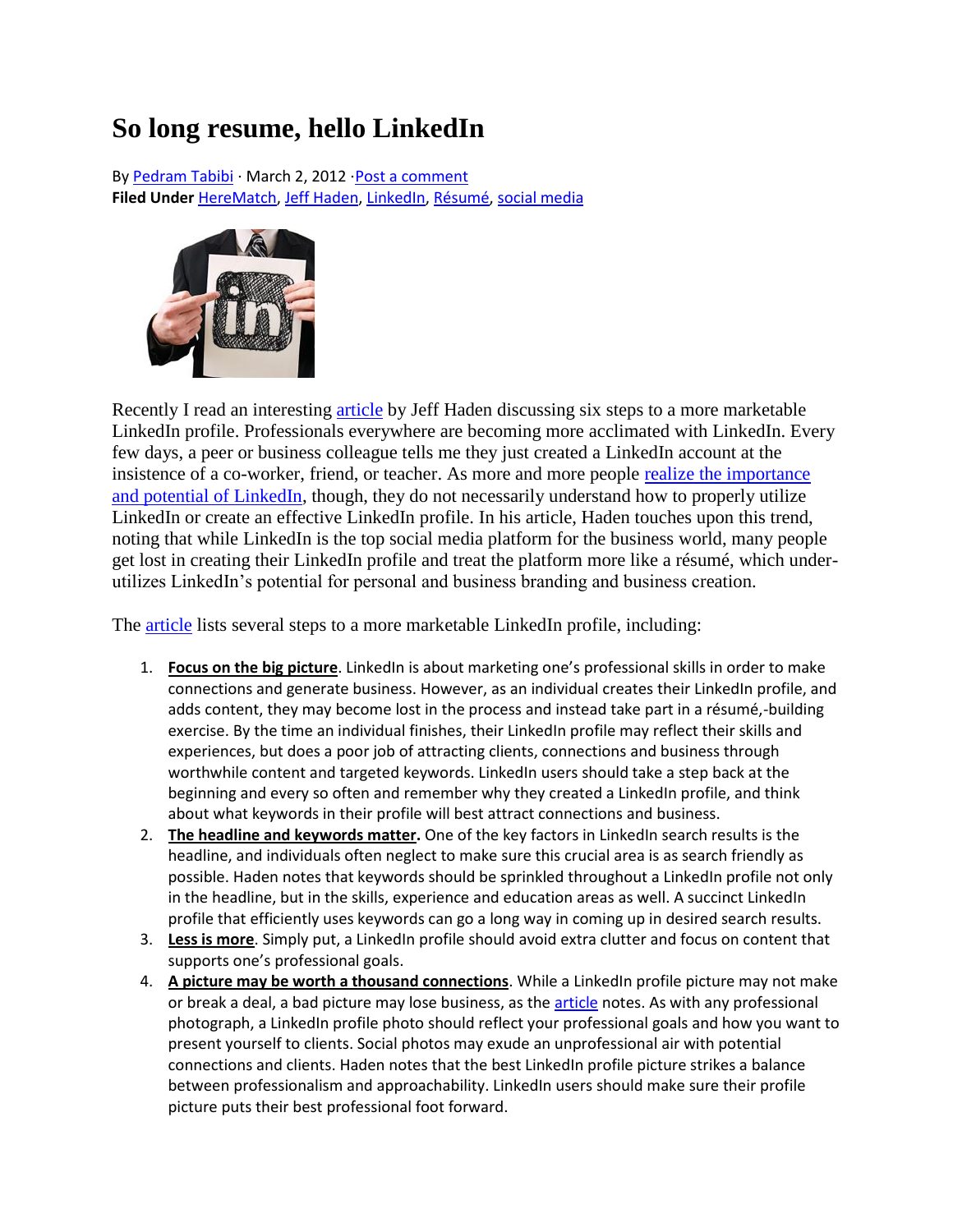# So long resume, hello LinkedIn

By Pedram Tabibi · March 2, 2012 ·Post a comment
**Filed Under** HereMatch, Jeff Haden, LinkedIn, Résumé, social media

Recently I read an interesting article by Jeff Haden discussing six steps to a more marketable LinkedIn profile. Professionals everywhere are becoming more acclimated with LinkedIn. Every few days, a peer or business colleague tells me they just created a LinkedIn account at the insistence of a co-worker, friend, or teacher. As more and more people realize the importance and potential of LinkedIn, though, they do not necessarily understand how to properly utilize LinkedIn or create an effective LinkedIn profile. In his article, Haden touches upon this trend, noting that while LinkedIn is the top social media platform for the business world, many people get lost in creating their LinkedIn profile and treat the platform more like a résumé, which under-utilizes LinkedIn's potential for personal and business branding and business creation.

The article lists several steps to a more marketable LinkedIn profile, including:

1. **Focus on the big picture**. LinkedIn is about marketing one's professional skills in order to make connections and generate business. However, as an individual creates their LinkedIn profile, and adds content, they may become lost in the process and instead take part in a résumé,-building exercise. By the time an individual finishes, their LinkedIn profile may reflect their skills and experiences, but does a poor job of attracting clients, connections and business through worthwhile content and targeted keywords. LinkedIn users should take a step back at the beginning and every so often and remember why they created a LinkedIn profile, and think about what keywords in their profile will best attract connections and business.
2. **The headline and keywords matter.** One of the key factors in LinkedIn search results is the headline, and individuals often neglect to make sure this crucial area is as search friendly as possible. Haden notes that keywords should be sprinkled throughout a LinkedIn profile not only in the headline, but in the skills, experience and education areas as well. A succinct LinkedIn profile that efficiently uses keywords can go a long way in coming up in desired search results.
3. **Less is more**. Simply put, a LinkedIn profile should avoid extra clutter and focus on content that supports one's professional goals.
4. **A picture may be worth a thousand connections**. While a LinkedIn profile picture may not make or break a deal, a bad picture may lose business, as the article notes. As with any professional photograph, a LinkedIn profile photo should reflect your professional goals and how you want to present yourself to clients. Social photos may exude an unprofessional air with potential connections and clients. Haden notes that the best LinkedIn profile picture strikes a balance between professionalism and approachability. LinkedIn users should make sure their profile picture puts their best professional foot forward.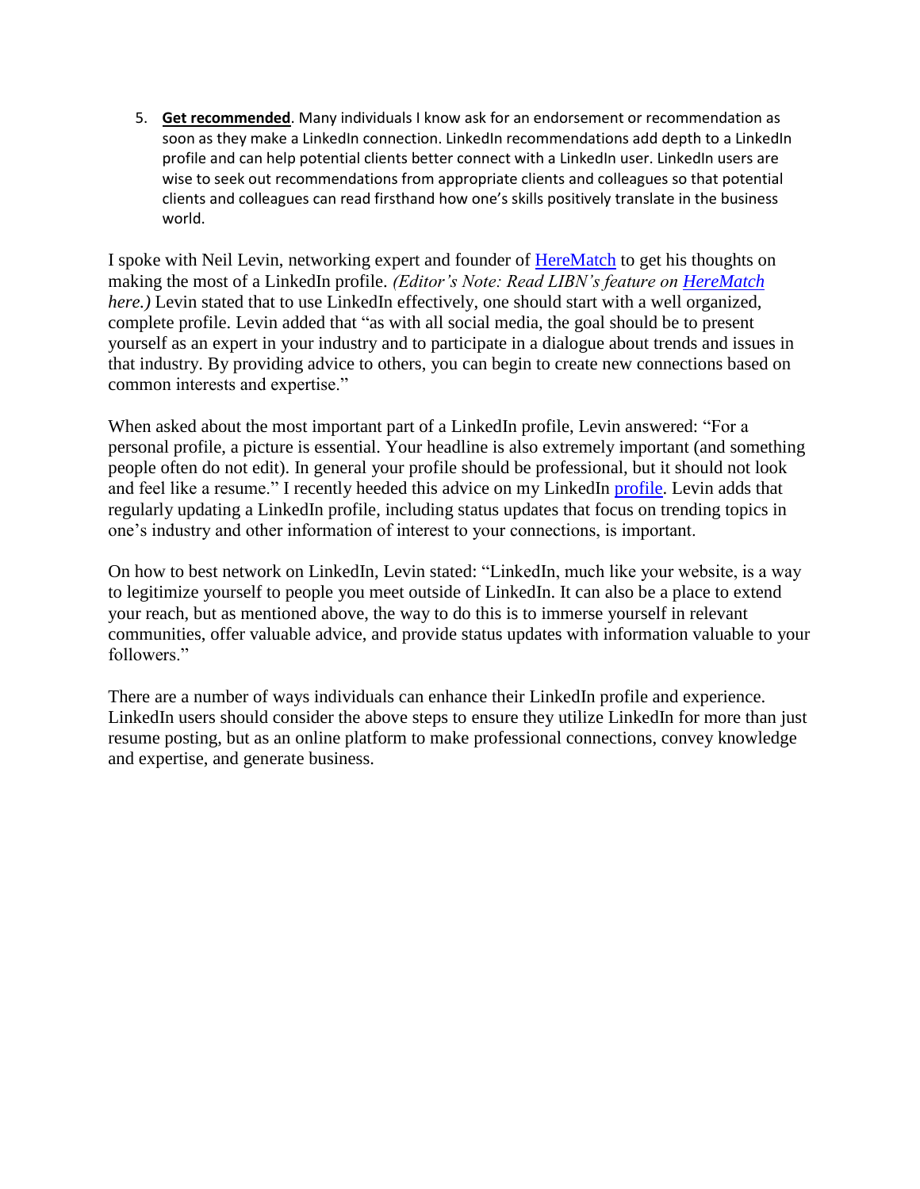5. **Get recommended**. Many individuals I know ask for an endorsement or recommendation as soon as they make a LinkedIn connection. LinkedIn recommendations add depth to a LinkedIn profile and can help potential clients better connect with a LinkedIn user. LinkedIn users are wise to seek out recommendations from appropriate clients and colleagues so that potential clients and colleagues can read firsthand how one's skills positively translate in the business world.

I spoke with Neil Levin, networking expert and founder of HereMatch to get his thoughts on making the most of a LinkedIn profile. *(Editor's Note: Read LIBN's feature on HereMatch here.)* Levin stated that to use LinkedIn effectively, one should start with a well organized, complete profile. Levin added that "as with all social media, the goal should be to present yourself as an expert in your industry and to participate in a dialogue about trends and issues in that industry. By providing advice to others, you can begin to create new connections based on common interests and expertise."

When asked about the most important part of a LinkedIn profile, Levin answered: "For a personal profile, a picture is essential. Your headline is also extremely important (and something people often do not edit). In general your profile should be professional, but it should not look and feel like a resume." I recently heeded this advice on my LinkedIn profile. Levin adds that regularly updating a LinkedIn profile, including status updates that focus on trending topics in one's industry and other information of interest to your connections, is important.

On how to best network on LinkedIn, Levin stated: "LinkedIn, much like your website, is a way to legitimize yourself to people you meet outside of LinkedIn. It can also be a place to extend your reach, but as mentioned above, the way to do this is to immerse yourself in relevant communities, offer valuable advice, and provide status updates with information valuable to your followers."

There are a number of ways individuals can enhance their LinkedIn profile and experience. LinkedIn users should consider the above steps to ensure they utilize LinkedIn for more than just resume posting, but as an online platform to make professional connections, convey knowledge and expertise, and generate business.